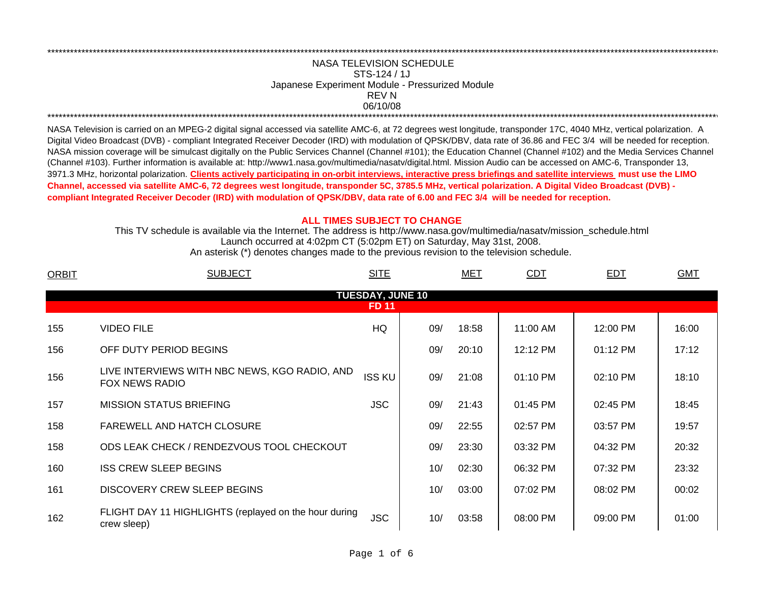NASA TELEVISION SCHEDULE
STS-124 / 1J
Japanese Experiment Module - Pressurized Module
REV N
06/10/08

NASA Television is carried on an MPEG-2 digital signal accessed via satellite AMC-6, at 72 degrees west longitude, transponder 17C, 4040 MHz, vertical polarization. A Digital Video Broadcast (DVB) - compliant Integrated Receiver Decoder (IRD) with modulation of QPSK/DBV, data rate of 36.86 and FEC 3/4 will be needed for reception. NASA mission coverage will be simulcast digitally on the Public Services Channel (Channel #101); the Education Channel (Channel #102) and the Media Services Channel (Channel #103). Further information is available at: http://www1.nasa.gov/multimedia/nasatv/digital.html. Mission Audio can be accessed on AMC-6, Transponder 13, 3971.3 MHz, horizontal polarization. **Clients actively participating in on-orbit interviews, interactive press briefings and satellite interviews must use the LIMO Channel, accessed via satellite AMC-6, 72 degrees west longitude, transponder 5C, 3785.5 MHz, vertical polarization. A Digital Video Broadcast (DVB) - compliant Integrated Receiver Decoder (IRD) with modulation of QPSK/DBV, data rate of 6.00 and FEC 3/4 will be needed for reception.**

**ALL TIMES SUBJECT TO CHANGE**

This TV schedule is available via the Internet. The address is http://www.nasa.gov/multimedia/nasatv/mission_schedule.html
Launch occurred at 4:02pm CT (5:02pm ET) on Saturday, May 31st, 2008.
An asterisk (*) denotes changes made to the previous revision to the television schedule.

| ORBIT | SUBJECT | SITE | MET | | CDT | EDT | GMT |
|---|---|---|---|---|---|---|---|
| | **TUESDAY, JUNE 10** | | | | | | |
| | **FD 11** | | | | | | |
| 155 | VIDEO FILE | HQ | 09/ | 18:58 | 11:00 AM | 12:00 PM | 16:00 |
| 156 | OFF DUTY PERIOD BEGINS | | 09/ | 20:10 | 12:12 PM | 01:12 PM | 17:12 |
| 156 | LIVE INTERVIEWS WITH NBC NEWS, KGO RADIO, AND FOX NEWS RADIO | ISS KU | 09/ | 21:08 | 01:10 PM | 02:10 PM | 18:10 |
| 157 | MISSION STATUS BRIEFING | JSC | 09/ | 21:43 | 01:45 PM | 02:45 PM | 18:45 |
| 158 | FAREWELL AND HATCH CLOSURE | | 09/ | 22:55 | 02:57 PM | 03:57 PM | 19:57 |
| 158 | ODS LEAK CHECK / RENDEZVOUS TOOL CHECKOUT | | 09/ | 23:30 | 03:32 PM | 04:32 PM | 20:32 |
| 160 | ISS CREW SLEEP BEGINS | | 10/ | 02:30 | 06:32 PM | 07:32 PM | 23:32 |
| 161 | DISCOVERY CREW SLEEP BEGINS | | 10/ | 03:00 | 07:02 PM | 08:02 PM | 00:02 |
| 162 | FLIGHT DAY 11 HIGHLIGHTS (replayed on the hour during crew sleep) | JSC | 10/ | 03:58 | 08:00 PM | 09:00 PM | 01:00 |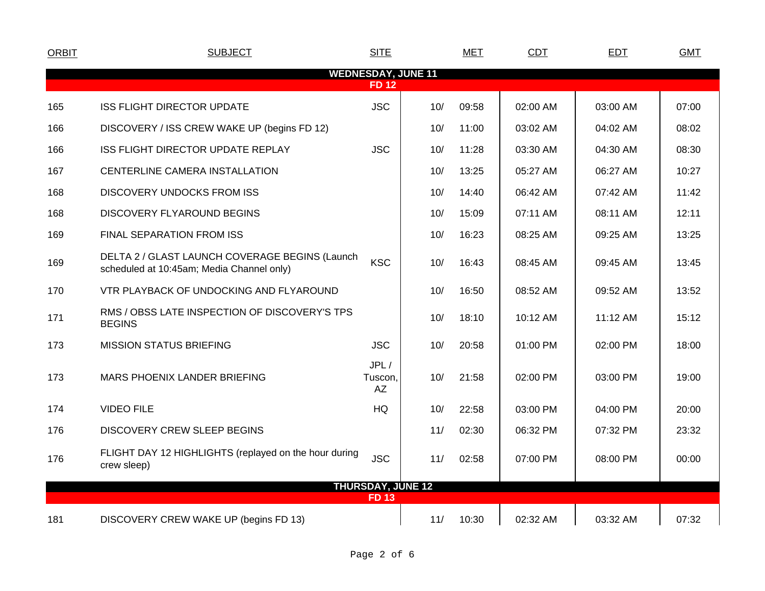| ORBIT | SUBJECT | SITE | MET | | CDT | EDT | GMT |
|---|---|---|---|---|---|---|---|
| **WEDNESDAY, JUNE 11** | | | | | | | |
| **FD 12** | | | | | | | |
| 165 | ISS FLIGHT DIRECTOR UPDATE | JSC | 10/ | 09:58 | 02:00 AM | 03:00 AM | 07:00 |
| 166 | DISCOVERY / ISS CREW WAKE UP (begins FD 12) | | 10/ | 11:00 | 03:02 AM | 04:02 AM | 08:02 |
| 166 | ISS FLIGHT DIRECTOR UPDATE REPLAY | JSC | 10/ | 11:28 | 03:30 AM | 04:30 AM | 08:30 |
| 167 | CENTERLINE CAMERA INSTALLATION | | 10/ | 13:25 | 05:27 AM | 06:27 AM | 10:27 |
| 168 | DISCOVERY UNDOCKS FROM ISS | | 10/ | 14:40 | 06:42 AM | 07:42 AM | 11:42 |
| 168 | DISCOVERY FLYAROUND BEGINS | | 10/ | 15:09 | 07:11 AM | 08:11 AM | 12:11 |
| 169 | FINAL SEPARATION FROM ISS | | 10/ | 16:23 | 08:25 AM | 09:25 AM | 13:25 |
| 169 | DELTA 2 / GLAST LAUNCH COVERAGE BEGINS (Launch scheduled at 10:45am; Media Channel only) | KSC | 10/ | 16:43 | 08:45 AM | 09:45 AM | 13:45 |
| 170 | VTR PLAYBACK OF UNDOCKING AND FLYAROUND | | 10/ | 16:50 | 08:52 AM | 09:52 AM | 13:52 |
| 171 | RMS / OBSS LATE INSPECTION OF DISCOVERY'S TPS BEGINS | | 10/ | 18:10 | 10:12 AM | 11:12 AM | 15:12 |
| 173 | MISSION STATUS BRIEFING | JSC | 10/ | 20:58 | 01:00 PM | 02:00 PM | 18:00 |
| 173 | MARS PHOENIX LANDER BRIEFING | JPL / Tuscon, AZ | 10/ | 21:58 | 02:00 PM | 03:00 PM | 19:00 |
| 174 | VIDEO FILE | HQ | 10/ | 22:58 | 03:00 PM | 04:00 PM | 20:00 |
| 176 | DISCOVERY CREW SLEEP BEGINS | | 11/ | 02:30 | 06:32 PM | 07:32 PM | 23:32 |
| 176 | FLIGHT DAY 12 HIGHLIGHTS (replayed on the hour during crew sleep) | JSC | 11/ | 02:58 | 07:00 PM | 08:00 PM | 00:00 |
| **THURSDAY, JUNE 12** | | | | | | | |
| **FD 13** | | | | | | | |
| 181 | DISCOVERY CREW WAKE UP (begins FD 13) | | 11/ | 10:30 | 02:32 AM | 03:32 AM | 07:32 |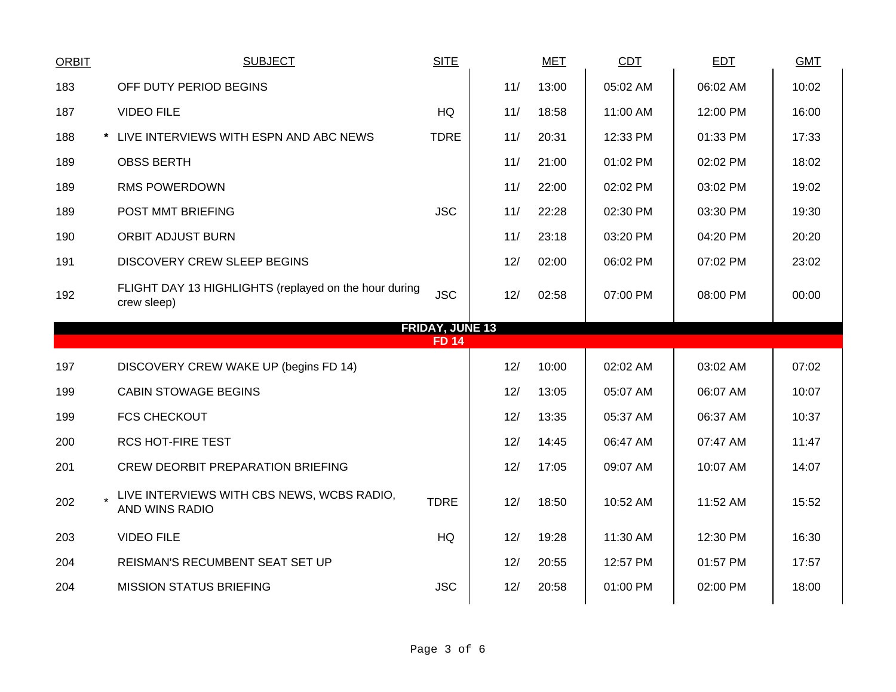| ORBIT | SUBJECT | SITE | MET | | CDT | EDT | GMT |
|---|---|---|---|---|---|---|---|
| 183 | OFF DUTY PERIOD BEGINS | | 11/ | 13:00 | 05:02 AM | 06:02 AM | 10:02 |
| 187 | VIDEO FILE | HQ | 11/ | 18:58 | 11:00 AM | 12:00 PM | 16:00 |
| 188 | * LIVE INTERVIEWS WITH ESPN AND ABC NEWS | TDRE | 11/ | 20:31 | 12:33 PM | 01:33 PM | 17:33 |
| 189 | OBSS BERTH | | 11/ | 21:00 | 01:02 PM | 02:02 PM | 18:02 |
| 189 | RMS POWERDOWN | | 11/ | 22:00 | 02:02 PM | 03:02 PM | 19:02 |
| 189 | POST MMT BRIEFING | JSC | 11/ | 22:28 | 02:30 PM | 03:30 PM | 19:30 |
| 190 | ORBIT ADJUST BURN | | 11/ | 23:18 | 03:20 PM | 04:20 PM | 20:20 |
| 191 | DISCOVERY CREW SLEEP BEGINS | | 12/ | 02:00 | 06:02 PM | 07:02 PM | 23:02 |
| 192 | FLIGHT DAY 13 HIGHLIGHTS (replayed on the hour during crew sleep) | JSC | 12/ | 02:58 | 07:00 PM | 08:00 PM | 00:00 |
| | **FRIDAY, JUNE 13** | | | | | | |
| | **FD 14** | | | | | | |
| 197 | DISCOVERY CREW WAKE UP (begins FD 14) | | 12/ | 10:00 | 02:02 AM | 03:02 AM | 07:02 |
| 199 | CABIN STOWAGE BEGINS | | 12/ | 13:05 | 05:07 AM | 06:07 AM | 10:07 |
| 199 | FCS CHECKOUT | | 12/ | 13:35 | 05:37 AM | 06:37 AM | 10:37 |
| 200 | RCS HOT-FIRE TEST | | 12/ | 14:45 | 06:47 AM | 07:47 AM | 11:47 |
| 201 | CREW DEORBIT PREPARATION BRIEFING | | 12/ | 17:05 | 09:07 AM | 10:07 AM | 14:07 |
| 202 | * LIVE INTERVIEWS WITH CBS NEWS, WCBS RADIO, AND WINS RADIO | TDRE | 12/ | 18:50 | 10:52 AM | 11:52 AM | 15:52 |
| 203 | VIDEO FILE | HQ | 12/ | 19:28 | 11:30 AM | 12:30 PM | 16:30 |
| 204 | REISMAN'S RECUMBENT SEAT SET UP | | 12/ | 20:55 | 12:57 PM | 01:57 PM | 17:57 |
| 204 | MISSION STATUS BRIEFING | JSC | 12/ | 20:58 | 01:00 PM | 02:00 PM | 18:00 |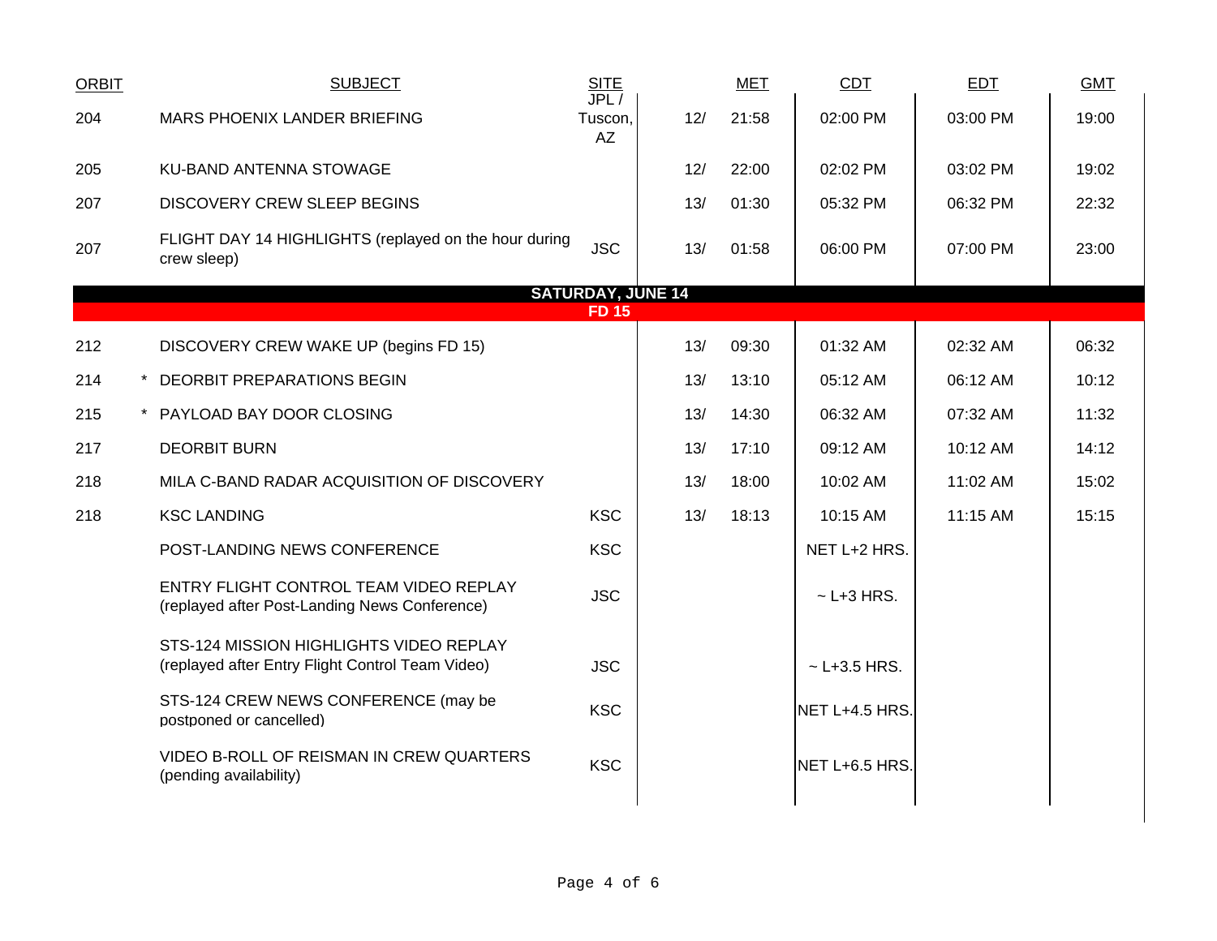| ORBIT | SUBJECT | SITE | MET | | CDT | EDT | GMT |
|---|---|---|---|---|---|---|---|
| 204 | MARS PHOENIX LANDER BRIEFING | JPL / Tuscon, AZ | 12/ | 21:58 | 02:00 PM | 03:00 PM | 19:00 |
| 205 | KU-BAND ANTENNA STOWAGE | | 12/ | 22:00 | 02:02 PM | 03:02 PM | 19:02 |
| 207 | DISCOVERY CREW SLEEP BEGINS | | 13/ | 01:30 | 05:32 PM | 06:32 PM | 22:32 |
| 207 | FLIGHT DAY 14 HIGHLIGHTS (replayed on the hour during crew sleep) | JSC | 13/ | 01:58 | 06:00 PM | 07:00 PM | 23:00 |
| | **SATURDAY, JUNE 14** | | | | | | |
| | **FD 15** | | | | | | |
| 212 | DISCOVERY CREW WAKE UP (begins FD 15) | | 13/ | 09:30 | 01:32 AM | 02:32 AM | 06:32 |
| 214 | * DEORBIT PREPARATIONS BEGIN | | 13/ | 13:10 | 05:12 AM | 06:12 AM | 10:12 |
| 215 | * PAYLOAD BAY DOOR CLOSING | | 13/ | 14:30 | 06:32 AM | 07:32 AM | 11:32 |
| 217 | DEORBIT BURN | | 13/ | 17:10 | 09:12 AM | 10:12 AM | 14:12 |
| 218 | MILA C-BAND RADAR ACQUISITION OF DISCOVERY | | 13/ | 18:00 | 10:02 AM | 11:02 AM | 15:02 |
| 218 | KSC LANDING | KSC | 13/ | 18:13 | 10:15 AM | 11:15 AM | 15:15 |
| | POST-LANDING NEWS CONFERENCE | KSC | | | NET L+2 HRS. | | |
| | ENTRY FLIGHT CONTROL TEAM VIDEO REPLAY (replayed after Post-Landing News Conference) | JSC | | | ~ L+3 HRS. | | |
| | STS-124 MISSION HIGHLIGHTS VIDEO REPLAY (replayed after Entry Flight Control Team Video) | JSC | | | ~ L+3.5 HRS. | | |
| | STS-124 CREW NEWS CONFERENCE (may be postponed or cancelled) | KSC | | | NET L+4.5 HRS. | | |
| | VIDEO B-ROLL OF REISMAN IN CREW QUARTERS (pending availability) | KSC | | | NET L+6.5 HRS. | | |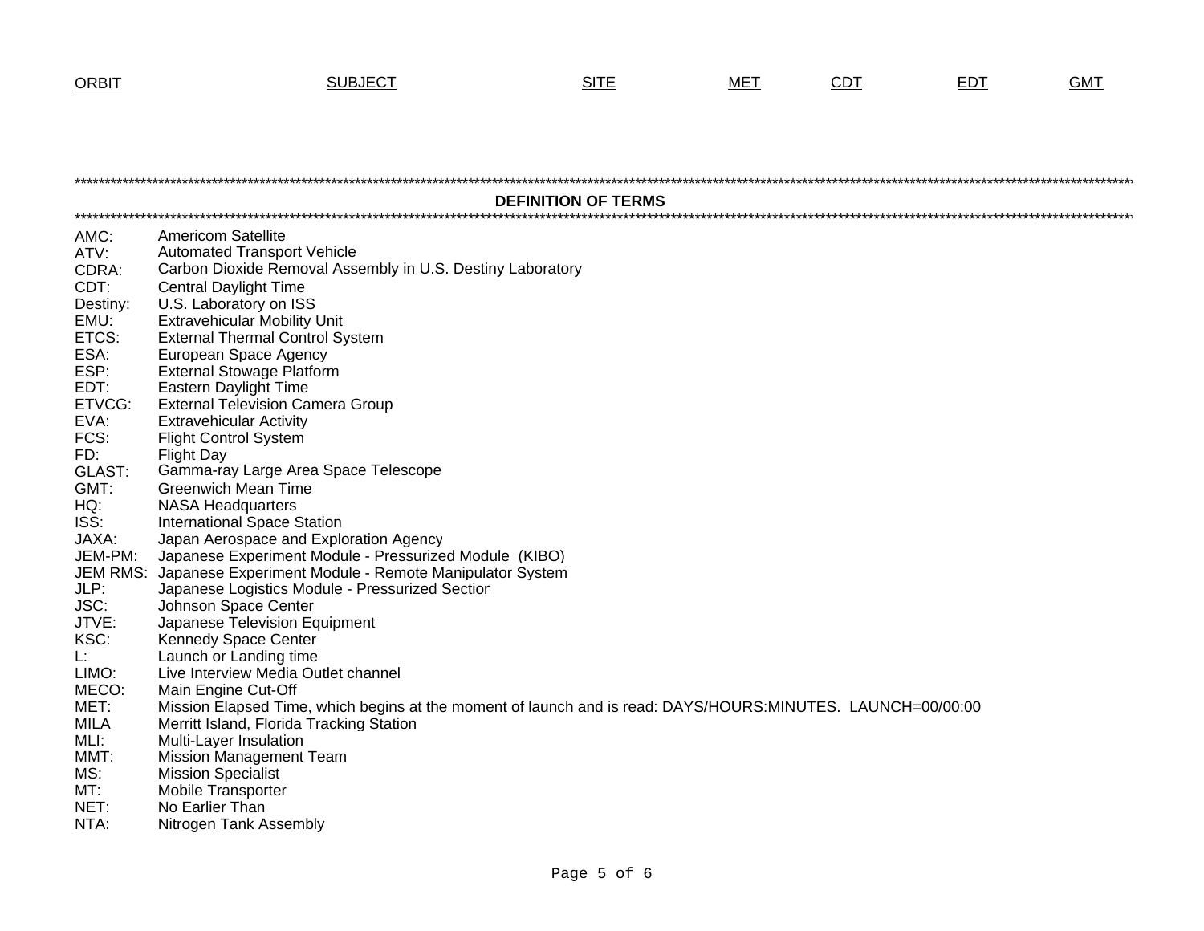| ORBIT | SUBJECT | SITE | MET | CDT | EDT | GMT |
|---|---|---|---|---|---|---|

## DEFINITION OF TERMS

| | |
|---|---|
| AMC: | Americom Satellite |
| ATV: | Automated Transport Vehicle |
| CDRA: | Carbon Dioxide Removal Assembly in U.S. Destiny Laboratory |
| CDT: | Central Daylight Time |
| Destiny: | U.S. Laboratory on ISS |
| EMU: | Extravehicular Mobility Unit |
| ETCS: | External Thermal Control System |
| ESA: | European Space Agency |
| ESP: | External Stowage Platform |
| EDT: | Eastern Daylight Time |
| ETVCG: | External Television Camera Group |
| EVA: | Extravehicular Activity |
| FCS: | Flight Control System |
| FD: | Flight Day |
| GLAST: | Gamma-ray Large Area Space Telescope |
| GMT: | Greenwich Mean Time |
| HQ: | NASA Headquarters |
| ISS: | International Space Station |
| JAXA: | Japan Aerospace and Exploration Agency |
| JEM-PM: | Japanese Experiment Module - Pressurized Module (KIBO) |
| JEM RMS: | Japanese Experiment Module - Remote Manipulator System |
| JLP: | Japanese Logistics Module - Pressurized Section |
| JSC: | Johnson Space Center |
| JTVE: | Japanese Television Equipment |
| KSC: | Kennedy Space Center |
| L: | Launch or Landing time |
| LIMO: | Live Interview Media Outlet channel |
| MECO: | Main Engine Cut-Off |
| MET: | Mission Elapsed Time, which begins at the moment of launch and is read: DAYS/HOURS:MINUTES. LAUNCH=00/00:00 |
| MILA | Merritt Island, Florida Tracking Station |
| MLI: | Multi-Layer Insulation |
| MMT: | Mission Management Team |
| MS: | Mission Specialist |
| MT: | Mobile Transporter |
| NET: | No Earlier Than |
| NTA: | Nitrogen Tank Assembly |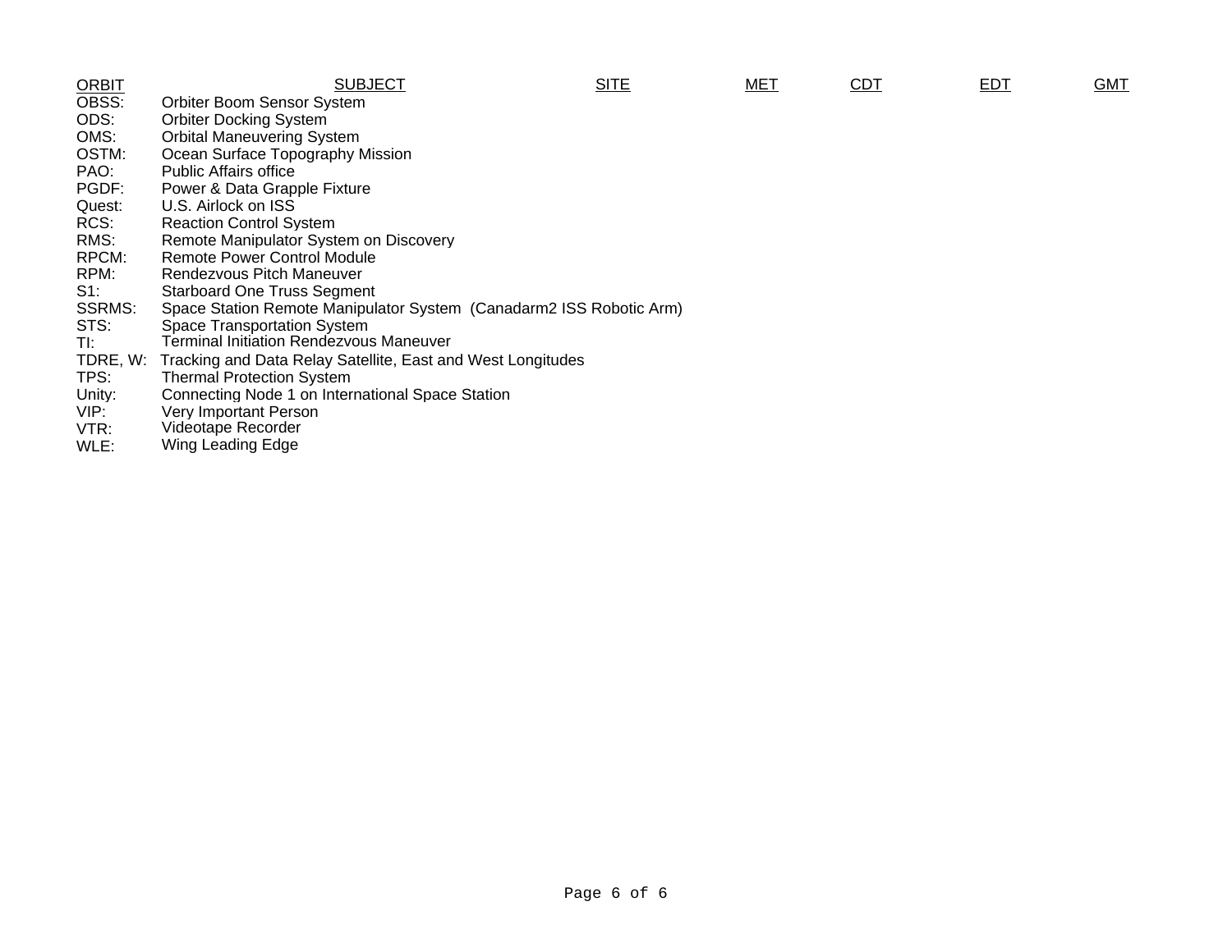| ORBIT | SUBJECT | SITE | MET | CDT | EDT | GMT |
| --- | --- | --- | --- | --- | --- | --- |
| OBSS: | Orbiter Boom Sensor System | | | | | |
| ODS: | Orbiter Docking System | | | | | |
| OMS: | Orbital Maneuvering System | | | | | |
| OSTM: | Ocean Surface Topography Mission | | | | | |
| PAO: | Public Affairs office | | | | | |
| PGDF: | Power & Data Grapple Fixture | | | | | |
| Quest: | U.S. Airlock on ISS | | | | | |
| RCS: | Reaction Control System | | | | | |
| RMS: | Remote Manipulator System on Discovery | | | | | |
| RPCM: | Remote Power Control Module | | | | | |
| RPM: | Rendezvous Pitch Maneuver | | | | | |
| S1: | Starboard One Truss Segment | | | | | |
| SSRMS: | Space Station Remote Manipulator System (Canadarm2 ISS Robotic Arm) | | | | | |
| STS: | Space Transportation System | | | | | |
| TI: | Terminal Initiation Rendezvous Maneuver | | | | | |
| TDRE, W: | Tracking and Data Relay Satellite, East and West Longitudes | | | | | |
| TPS: | Thermal Protection System | | | | | |
| Unity: | Connecting Node 1 on International Space Station | | | | | |
| VIP: | Very Important Person | | | | | |
| VTR: | Videotape Recorder | | | | | |
| WLE: | Wing Leading Edge | | | | | |